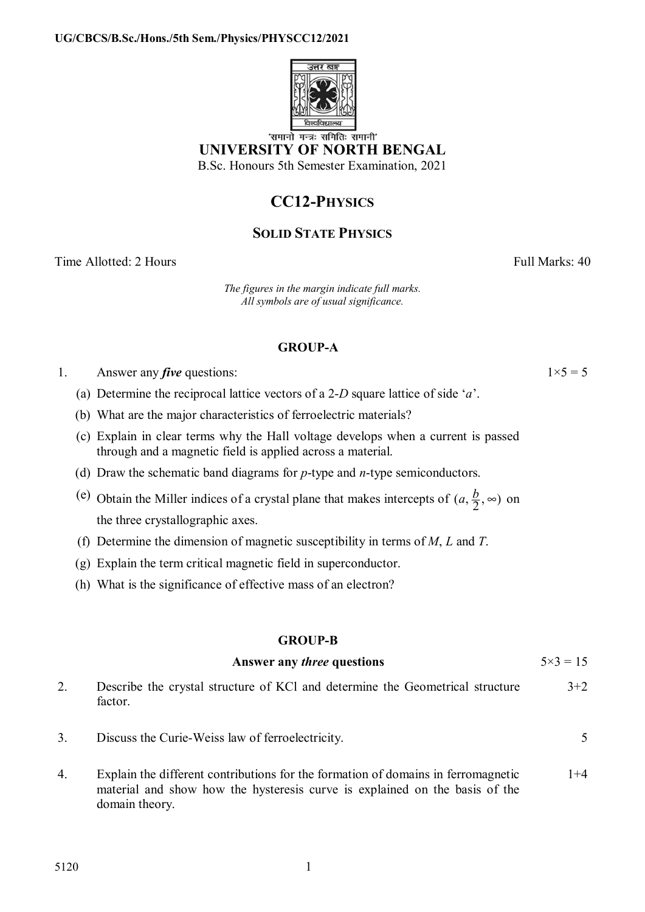UG/CBCS/B.Sc./Hons./5th Sem./Physics/PHYSCC12/2021

'समानो मन्त्रः समितिः समानी'

# UNIVERSITY OF NORTH BENGAL

B.Sc. Honours 5th Semester Examination, 2021

## CC12-PHYSICS

### SOLID STATE PHYSICS

Time Allotted: 2 Hours | Full Marks: 40

*The figures in the margin indicate full marks.*
*All symbols are of usual significance.*

### GROUP-A

1. Answer any ***five*** questions: $1\times5 = 5$

   (a) Determine the reciprocal lattice vectors of a 2-*D* square lattice of side '*a*'.

   (b) What are the major characteristics of ferroelectric materials?

   (c) Explain in clear terms why the Hall voltage develops when a current is passed through and a magnetic field is applied across a material.

   (d) Draw the schematic band diagrams for *p*-type and *n*-type semiconductors.

   (e) Obtain the Miller indices of a crystal plane that makes intercepts of $(a, \frac{b}{2}, \infty)$ on the three crystallographic axes.

   (f) Determine the dimension of magnetic susceptibility in terms of *M*, *L* and *T*.

   (g) Explain the term critical magnetic field in superconductor.

   (h) What is the significance of effective mass of an electron?

### GROUP-B

**Answer any *three* questions** $5\times3 = 15$

2. Describe the crystal structure of KCl and determine the Geometrical structure factor. 3+2

3. Discuss the Curie-Weiss law of ferroelectricity. 5

4. Explain the different contributions for the formation of domains in ferromagnetic material and show how the hysteresis curve is explained on the basis of the domain theory. 1+4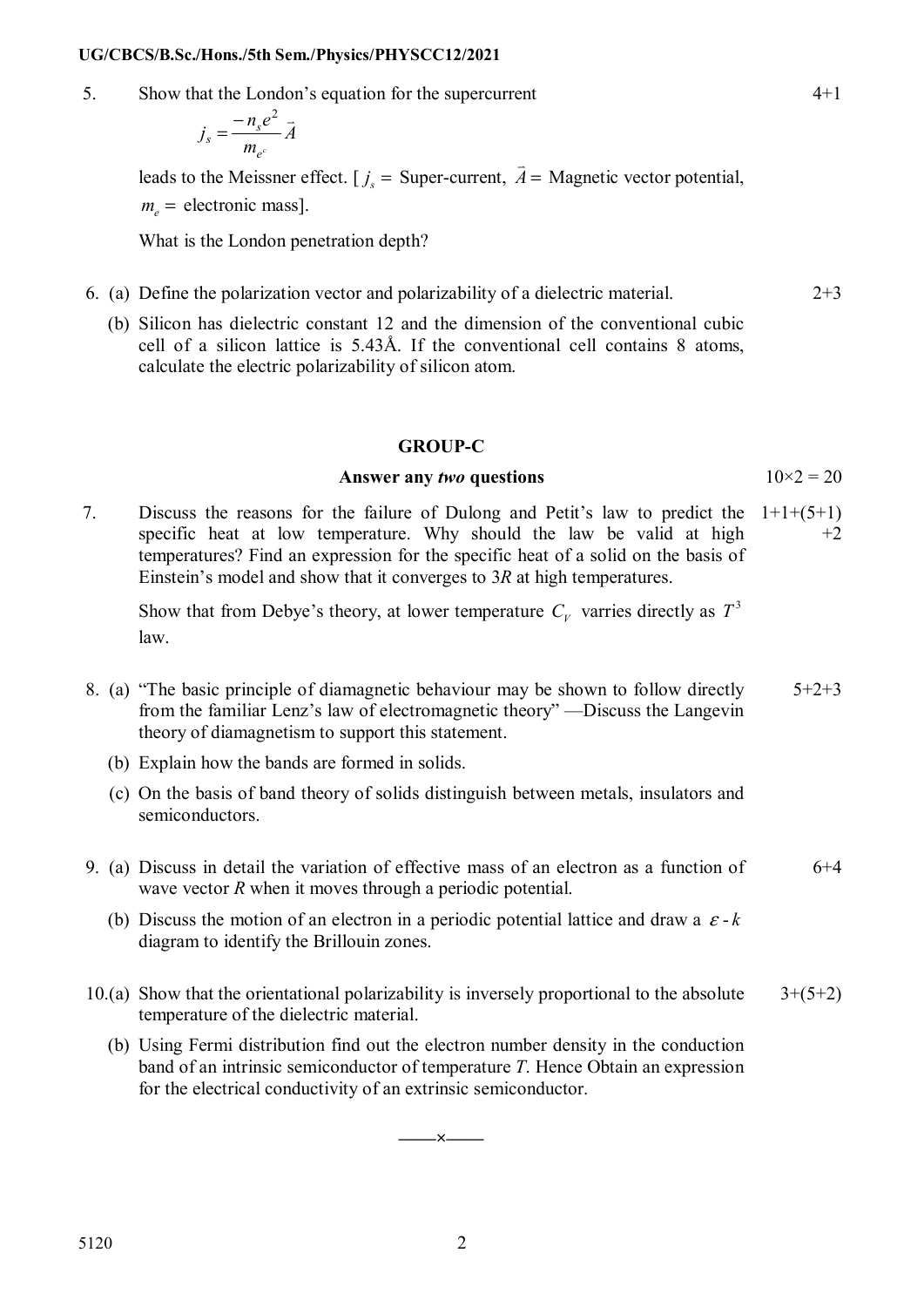5. Show that the London's equation for the supercurrent 4+1

$$j_s = \frac{-n_s e^2}{m_{e^c}} \vec{A}$$

leads to the Meissner effect. [ $j_s$ = Super-current, $\vec{A}$ = Magnetic vector potential, $m_e$ = electronic mass].

What is the London penetration depth?

6. (a) Define the polarization vector and polarizability of a dielectric material. 2+3

(b) Silicon has dielectric constant 12 and the dimension of the conventional cubic cell of a silicon lattice is 5.43Å. If the conventional cell contains 8 atoms, calculate the electric polarizability of silicon atom.

## GROUP-C

**Answer any *two* questions** $10\times2 = 20$

7. Discuss the reasons for the failure of Dulong and Petit's law to predict the specific heat at low temperature. Why should the law be valid at high temperatures? Find an expression for the specific heat of a solid on the basis of Einstein's model and show that it converges to $3R$ at high temperatures. 1+1+(5+1)+2

Show that from Debye's theory, at lower temperature $C_V$ varries directly as $T^3$ law.

8. (a) "The basic principle of diamagnetic behaviour may be shown to follow directly from the familiar Lenz's law of electromagnetic theory" —Discuss the Langevin theory of diamagnetism to support this statement. 5+2+3

(b) Explain how the bands are formed in solids.

(c) On the basis of band theory of solids distinguish between metals, insulators and semiconductors.

9. (a) Discuss in detail the variation of effective mass of an electron as a function of wave vector $R$ when it moves through a periodic potential. 6+4

(b) Discuss the motion of an electron in a periodic potential lattice and draw a $\varepsilon$ - $k$ diagram to identify the Brillouin zones.

10. (a) Show that the orientational polarizability is inversely proportional to the absolute temperature of the dielectric material. 3+(5+2)

(b) Using Fermi distribution find out the electron number density in the conduction band of an intrinsic semiconductor of temperature $T$. Hence Obtain an expression for the electrical conductivity of an extrinsic semiconductor.

——×——